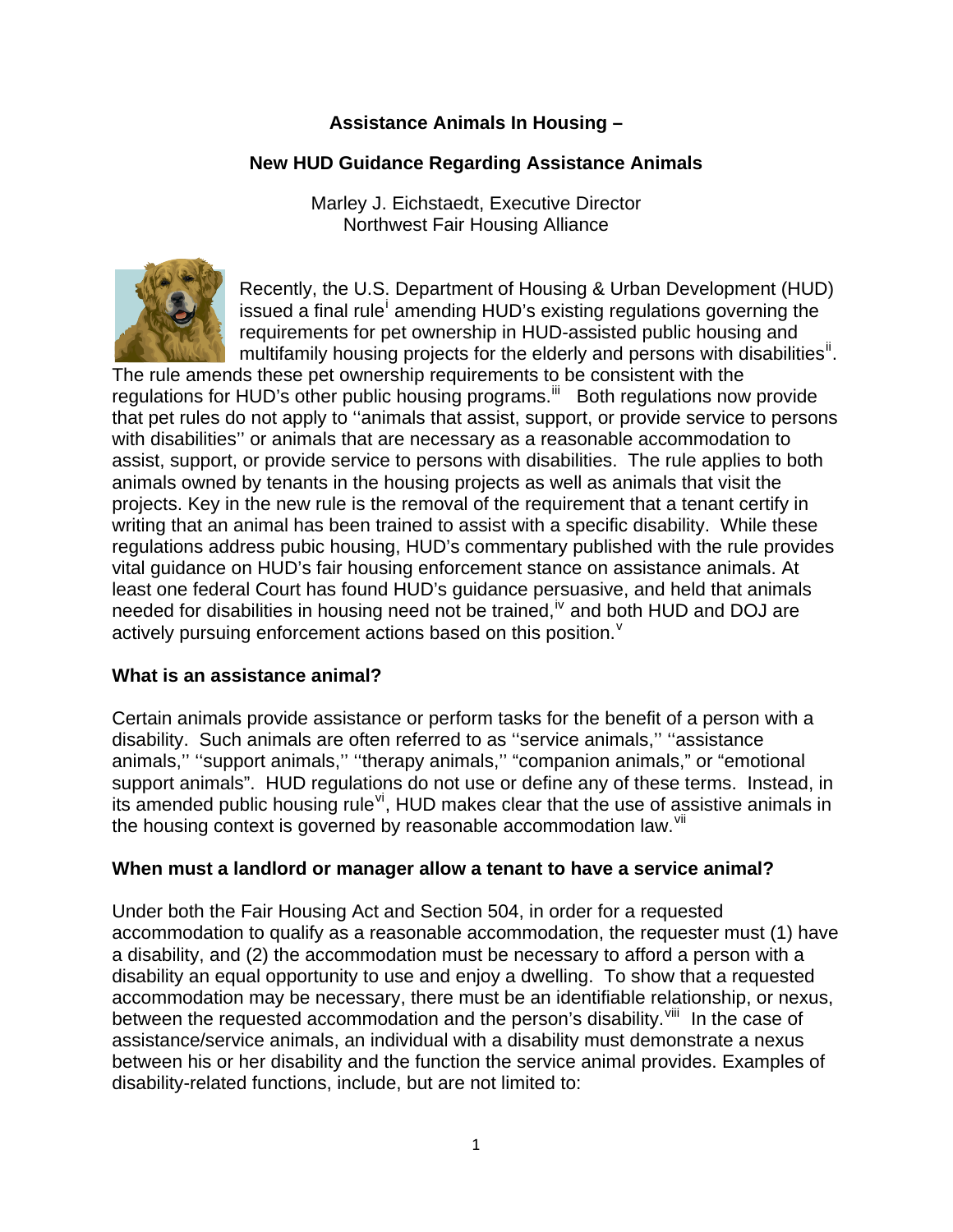**Assistance Animals In Housing –**

**New HUD Guidance Regarding Assistance Animals**

Marley J. Eichstaedt, Executive Director
Northwest Fair Housing Alliance

Recently, the U.S. Department of Housing & Urban Development (HUD) issued a final rule[i] amending HUD's existing regulations governing the requirements for pet ownership in HUD-assisted public housing and multifamily housing projects for the elderly and persons with disabilities[ii]. The rule amends these pet ownership requirements to be consistent with the regulations for HUD's other public housing programs.[iii] Both regulations now provide that pet rules do not apply to ''animals that assist, support, or provide service to persons with disabilities'' or animals that are necessary as a reasonable accommodation to assist, support, or provide service to persons with disabilities. The rule applies to both animals owned by tenants in the housing projects as well as animals that visit the projects. Key in the new rule is the removal of the requirement that a tenant certify in writing that an animal has been trained to assist with a specific disability. While these regulations address pubic housing, HUD's commentary published with the rule provides vital guidance on HUD's fair housing enforcement stance on assistance animals. At least one federal Court has found HUD's guidance persuasive, and held that animals needed for disabilities in housing need not be trained,[iv] and both HUD and DOJ are actively pursuing enforcement actions based on this position.[v]

**What is an assistance animal?**

Certain animals provide assistance or perform tasks for the benefit of a person with a disability. Such animals are often referred to as ''service animals,'' ''assistance animals,'' ''support animals,'' ''therapy animals,'' "companion animals," or "emotional support animals". HUD regulations do not use or define any of these terms. Instead, in its amended public housing rule[vi], HUD makes clear that the use of assistive animals in the housing context is governed by reasonable accommodation law.[vii]

**When must a landlord or manager allow a tenant to have a service animal?**

Under both the Fair Housing Act and Section 504, in order for a requested accommodation to qualify as a reasonable accommodation, the requester must (1) have a disability, and (2) the accommodation must be necessary to afford a person with a disability an equal opportunity to use and enjoy a dwelling. To show that a requested accommodation may be necessary, there must be an identifiable relationship, or nexus, between the requested accommodation and the person's disability.[viii] In the case of assistance/service animals, an individual with a disability must demonstrate a nexus between his or her disability and the function the service animal provides. Examples of disability-related functions, include, but are not limited to: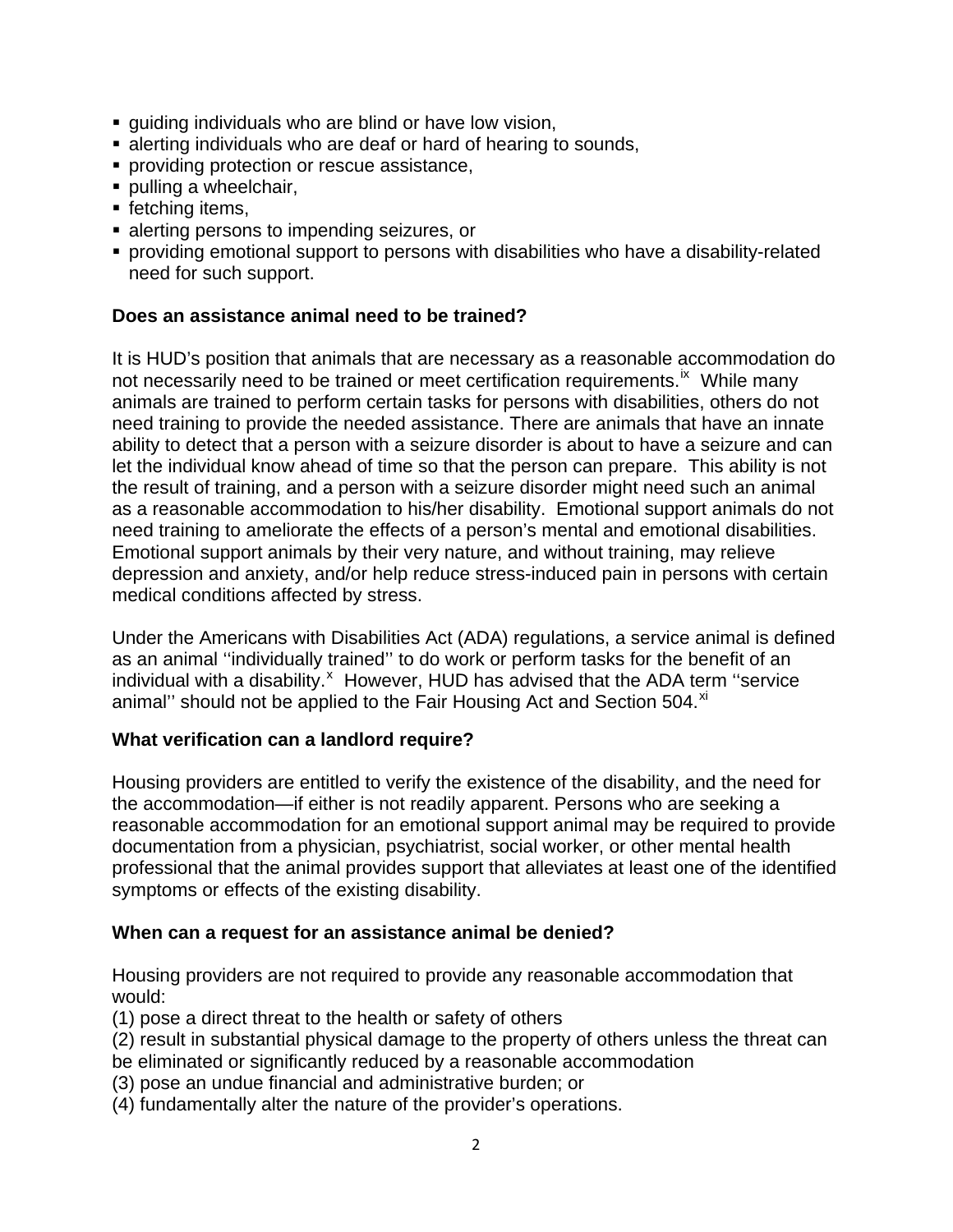- guiding individuals who are blind or have low vision,
- alerting individuals who are deaf or hard of hearing to sounds,
- providing protection or rescue assistance,
- pulling a wheelchair,
- fetching items,
- alerting persons to impending seizures, or
- providing emotional support to persons with disabilities who have a disability-related need for such support.

**Does an assistance animal need to be trained?**

It is HUD's position that animals that are necessary as a reasonable accommodation do not necessarily need to be trained or meet certification requirements.[ix] While many animals are trained to perform certain tasks for persons with disabilities, others do not need training to provide the needed assistance. There are animals that have an innate ability to detect that a person with a seizure disorder is about to have a seizure and can let the individual know ahead of time so that the person can prepare. This ability is not the result of training, and a person with a seizure disorder might need such an animal as a reasonable accommodation to his/her disability. Emotional support animals do not need training to ameliorate the effects of a person's mental and emotional disabilities. Emotional support animals by their very nature, and without training, may relieve depression and anxiety, and/or help reduce stress-induced pain in persons with certain medical conditions affected by stress.

Under the Americans with Disabilities Act (ADA) regulations, a service animal is defined as an animal ''individually trained'' to do work or perform tasks for the benefit of an individual with a disability.[x] However, HUD has advised that the ADA term ''service animal'' should not be applied to the Fair Housing Act and Section 504.[xi]

**What verification can a landlord require?**

Housing providers are entitled to verify the existence of the disability, and the need for the accommodation—if either is not readily apparent. Persons who are seeking a reasonable accommodation for an emotional support animal may be required to provide documentation from a physician, psychiatrist, social worker, or other mental health professional that the animal provides support that alleviates at least one of the identified symptoms or effects of the existing disability.

**When can a request for an assistance animal be denied?**

Housing providers are not required to provide any reasonable accommodation that would:
(1) pose a direct threat to the health or safety of others
(2) result in substantial physical damage to the property of others unless the threat can be eliminated or significantly reduced by a reasonable accommodation
(3) pose an undue financial and administrative burden; or
(4) fundamentally alter the nature of the provider's operations.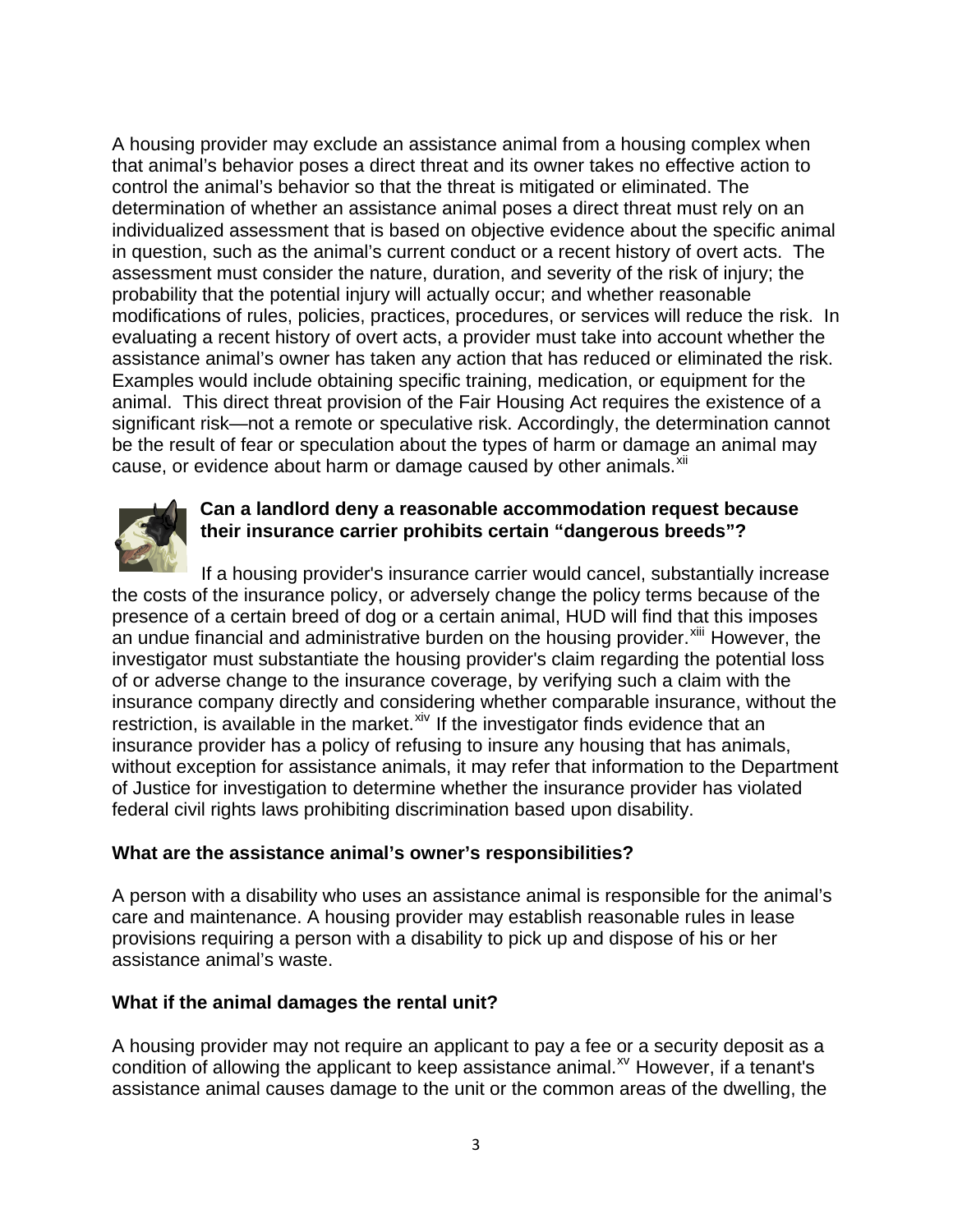A housing provider may exclude an assistance animal from a housing complex when that animal's behavior poses a direct threat and its owner takes no effective action to control the animal's behavior so that the threat is mitigated or eliminated. The determination of whether an assistance animal poses a direct threat must rely on an individualized assessment that is based on objective evidence about the specific animal in question, such as the animal's current conduct or a recent history of overt acts. The assessment must consider the nature, duration, and severity of the risk of injury; the probability that the potential injury will actually occur; and whether reasonable modifications of rules, policies, practices, procedures, or services will reduce the risk. In evaluating a recent history of overt acts, a provider must take into account whether the assistance animal's owner has taken any action that has reduced or eliminated the risk. Examples would include obtaining specific training, medication, or equipment for the animal. This direct threat provision of the Fair Housing Act requires the existence of a significant risk—not a remote or speculative risk. Accordingly, the determination cannot be the result of fear or speculation about the types of harm or damage an animal may cause, or evidence about harm or damage caused by other animals.[xii]

**Can a landlord deny a reasonable accommodation request because their insurance carrier prohibits certain "dangerous breeds"?**

If a housing provider's insurance carrier would cancel, substantially increase the costs of the insurance policy, or adversely change the policy terms because of the presence of a certain breed of dog or a certain animal, HUD will find that this imposes an undue financial and administrative burden on the housing provider.[xiii] However, the investigator must substantiate the housing provider's claim regarding the potential loss of or adverse change to the insurance coverage, by verifying such a claim with the insurance company directly and considering whether comparable insurance, without the restriction, is available in the market.[xiv] If the investigator finds evidence that an insurance provider has a policy of refusing to insure any housing that has animals, without exception for assistance animals, it may refer that information to the Department of Justice for investigation to determine whether the insurance provider has violated federal civil rights laws prohibiting discrimination based upon disability.

**What are the assistance animal's owner's responsibilities?**

A person with a disability who uses an assistance animal is responsible for the animal's care and maintenance. A housing provider may establish reasonable rules in lease provisions requiring a person with a disability to pick up and dispose of his or her assistance animal's waste.

**What if the animal damages the rental unit?**

A housing provider may not require an applicant to pay a fee or a security deposit as a condition of allowing the applicant to keep assistance animal.[xv] However, if a tenant's assistance animal causes damage to the unit or the common areas of the dwelling, the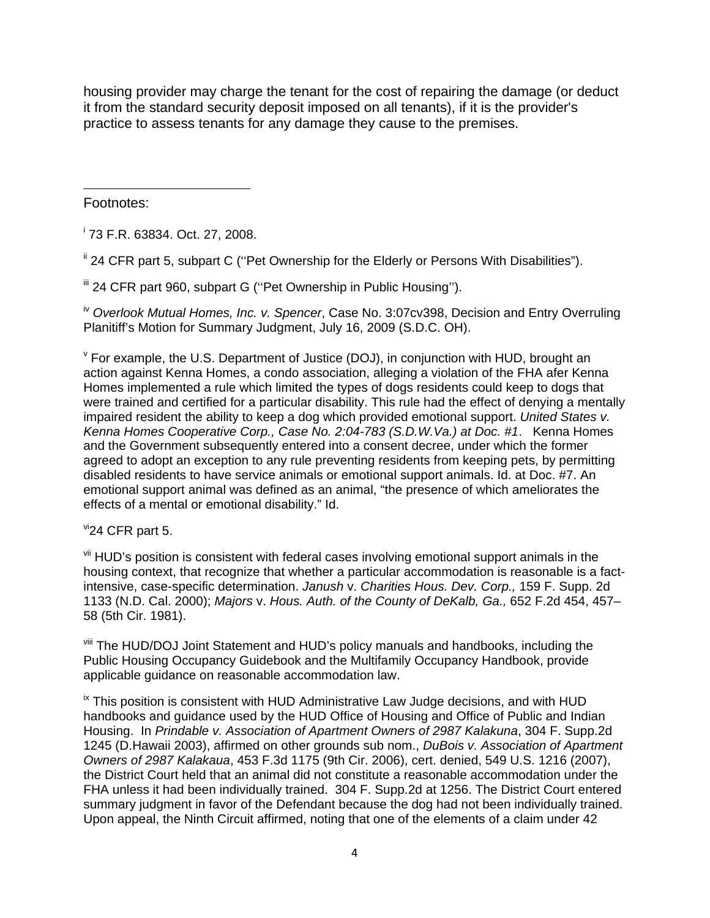housing provider may charge the tenant for the cost of repairing the damage (or deduct it from the standard security deposit imposed on all tenants), if it is the provider's practice to assess tenants for any damage they cause to the premises.

---

Footnotes:

[i] 73 F.R. 63834. Oct. 27, 2008.

[ii] 24 CFR part 5, subpart C (''Pet Ownership for the Elderly or Persons With Disabilities").

[iii] 24 CFR part 960, subpart G (''Pet Ownership in Public Housing'').

[iv] *Overlook Mutual Homes, Inc. v. Spencer*, Case No. 3:07cv398, Decision and Entry Overruling Planitiff's Motion for Summary Judgment, July 16, 2009 (S.D.C. OH).

[v] For example, the U.S. Department of Justice (DOJ), in conjunction with HUD, brought an action against Kenna Homes, a condo association, alleging a violation of the FHA afer Kenna Homes implemented a rule which limited the types of dogs residents could keep to dogs that were trained and certified for a particular disability. This rule had the effect of denying a mentally impaired resident the ability to keep a dog which provided emotional support. *United States v. Kenna Homes Cooperative Corp., Case No. 2:04-783 (S.D.W.Va.) at Doc. #1*. Kenna Homes and the Government subsequently entered into a consent decree, under which the former agreed to adopt an exception to any rule preventing residents from keeping pets, by permitting disabled residents to have service animals or emotional support animals. Id. at Doc. #7. An emotional support animal was defined as an animal, "the presence of which ameliorates the effects of a mental or emotional disability." Id.

[vi]24 CFR part 5.

[vii] HUD's position is consistent with federal cases involving emotional support animals in the housing context, that recognize that whether a particular accommodation is reasonable is a fact-intensive, case-specific determination. *Janush* v. *Charities Hous. Dev. Corp.,* 159 F. Supp. 2d 1133 (N.D. Cal. 2000); *Majors* v. *Hous. Auth. of the County of DeKalb, Ga.,* 652 F.2d 454, 457–58 (5th Cir. 1981).

[viii] The HUD/DOJ Joint Statement and HUD's policy manuals and handbooks, including the Public Housing Occupancy Guidebook and the Multifamily Occupancy Handbook, provide applicable guidance on reasonable accommodation law.

[ix] This position is consistent with HUD Administrative Law Judge decisions, and with HUD handbooks and guidance used by the HUD Office of Housing and Office of Public and Indian Housing. In *Prindable v. Association of Apartment Owners of 2987 Kalakuna*, 304 F. Supp.2d 1245 (D.Hawaii 2003), affirmed on other grounds sub nom., *DuBois v. Association of Apartment Owners of 2987 Kalakaua*, 453 F.3d 1175 (9th Cir. 2006), cert. denied, 549 U.S. 1216 (2007), the District Court held that an animal did not constitute a reasonable accommodation under the FHA unless it had been individually trained. 304 F. Supp.2d at 1256. The District Court entered summary judgment in favor of the Defendant because the dog had not been individually trained. Upon appeal, the Ninth Circuit affirmed, noting that one of the elements of a claim under 42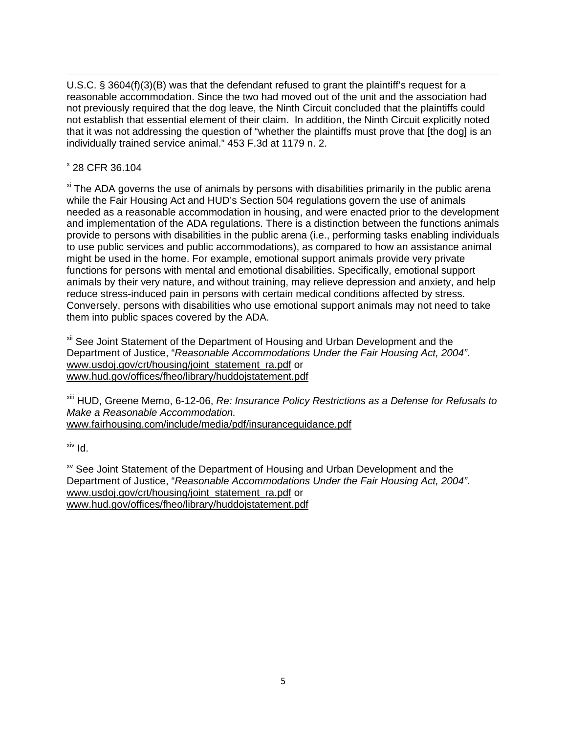U.S.C. § 3604(f)(3)(B) was that the defendant refused to grant the plaintiff's request for a reasonable accommodation. Since the two had moved out of the unit and the association had not previously required that the dog leave, the Ninth Circuit concluded that the plaintiffs could not establish that essential element of their claim. In addition, the Ninth Circuit explicitly noted that it was not addressing the question of "whether the plaintiffs must prove that [the dog] is an individually trained service animal." 453 F.3d at 1179 n. 2.

[x] 28 CFR 36.104

[xi] The ADA governs the use of animals by persons with disabilities primarily in the public arena while the Fair Housing Act and HUD's Section 504 regulations govern the use of animals needed as a reasonable accommodation in housing, and were enacted prior to the development and implementation of the ADA regulations. There is a distinction between the functions animals provide to persons with disabilities in the public arena (i.e., performing tasks enabling individuals to use public services and public accommodations), as compared to how an assistance animal might be used in the home. For example, emotional support animals provide very private functions for persons with mental and emotional disabilities. Specifically, emotional support animals by their very nature, and without training, may relieve depression and anxiety, and help reduce stress-induced pain in persons with certain medical conditions affected by stress. Conversely, persons with disabilities who use emotional support animals may not need to take them into public spaces covered by the ADA.

[xii] See Joint Statement of the Department of Housing and Urban Development and the Department of Justice, "*Reasonable Accommodations Under the Fair Housing Act, 2004*". www.usdoj.gov/crt/housing/joint_statement_ra.pdf or www.hud.gov/offices/fheo/library/huddojstatement.pdf

[xiii] HUD, Greene Memo, 6-12-06, *Re: Insurance Policy Restrictions as a Defense for Refusals to Make a Reasonable Accommodation.* www.fairhousing.com/include/media/pdf/insuranceguidance.pdf

[xiv] Id.

[xv] See Joint Statement of the Department of Housing and Urban Development and the Department of Justice, "*Reasonable Accommodations Under the Fair Housing Act, 2004*". www.usdoj.gov/crt/housing/joint_statement_ra.pdf or www.hud.gov/offices/fheo/library/huddojstatement.pdf